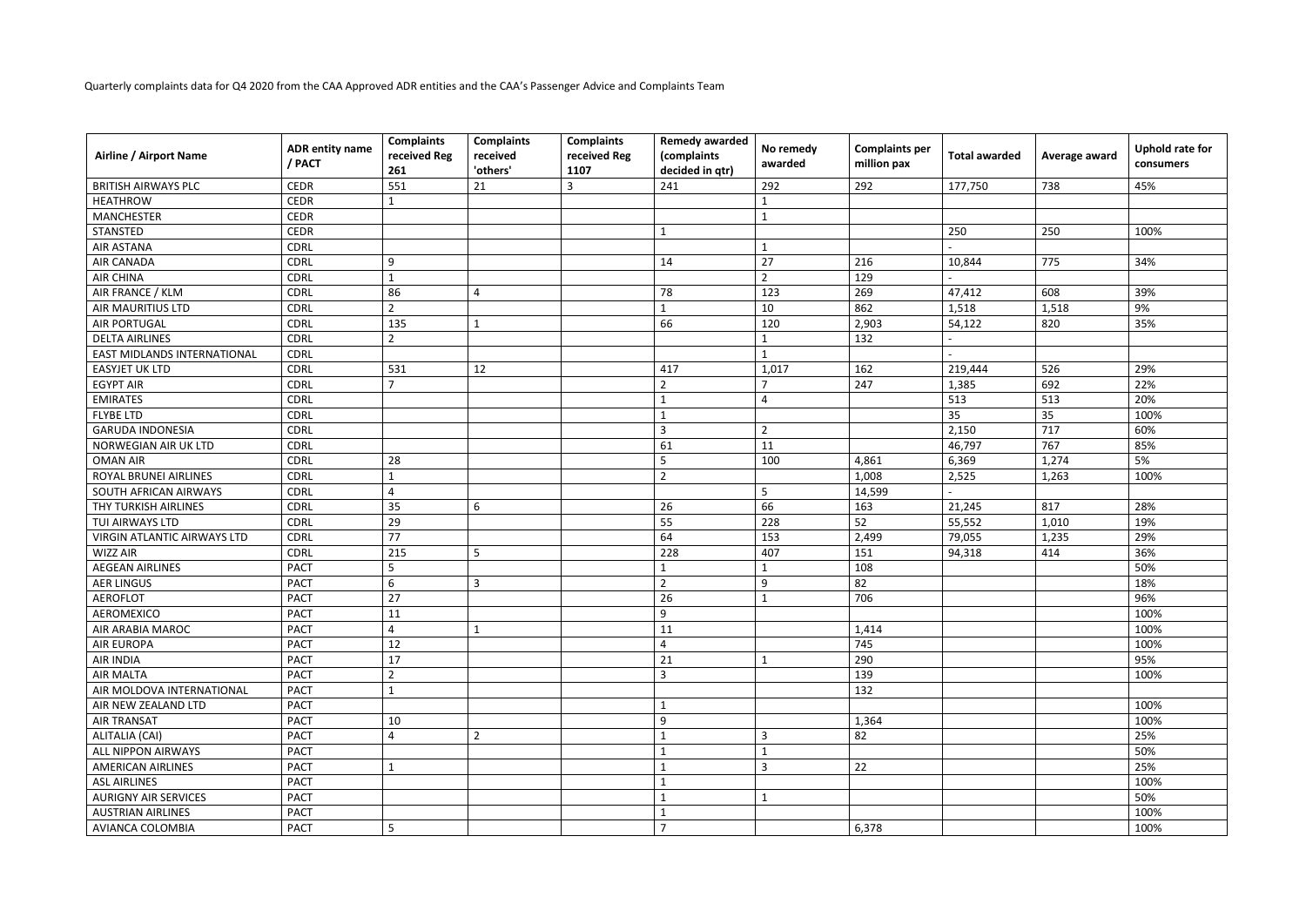Quarterly complaints data for Q4 2020 from the CAA Approved ADR entities and the CAA's Passenger Advice and Complaints Team

| Airline / Airport Name | ADR entity name / PACT | Complaints received Reg 261 | Complaints received 'others' | Complaints received Reg 1107 | Remedy awarded (complaints decided in qtr) | No remedy awarded | Complaints per million pax | Total awarded | Average award | Uphold rate for consumers |
|---|---|---|---|---|---|---|---|---|---|---|
| BRITISH AIRWAYS PLC | CEDR | 551 | 21 | 3 | 241 | 292 | 292 | 177,750 | 738 | 45% |
| HEATHROW | CEDR | 1 | | | | 1 | | | | |
| MANCHESTER | CEDR | | | | | 1 | | | | |
| STANSTED | CEDR | | | | 1 | | | 250 | 250 | 100% |
| AIR ASTANA | CDRL | | | | | 1 | | - | | |
| AIR CANADA | CDRL | 9 | | | 14 | 27 | 216 | 10,844 | 775 | 34% |
| AIR CHINA | CDRL | 1 | | | | 2 | 129 | - | | |
| AIR FRANCE / KLM | CDRL | 86 | 4 | | 78 | 123 | 269 | 47,412 | 608 | 39% |
| AIR MAURITIUS LTD | CDRL | 2 | | | 1 | 10 | 862 | 1,518 | 1,518 | 9% |
| AIR PORTUGAL | CDRL | 135 | 1 | | 66 | 120 | 2,903 | 54,122 | 820 | 35% |
| DELTA AIRLINES | CDRL | 2 | | | | 1 | 132 | - | | |
| EAST MIDLANDS INTERNATIONAL | CDRL | | | | | 1 | | - | | |
| EASYJET UK LTD | CDRL | 531 | 12 | | 417 | 1,017 | 162 | 219,444 | 526 | 29% |
| EGYPT AIR | CDRL | 7 | | | 2 | 7 | 247 | 1,385 | 692 | 22% |
| EMIRATES | CDRL | | | | 1 | 4 | | 513 | 513 | 20% |
| FLYBE LTD | CDRL | | | | 1 | | | 35 | 35 | 100% |
| GARUDA INDONESIA | CDRL | | | | 3 | 2 | | 2,150 | 717 | 60% |
| NORWEGIAN AIR UK LTD | CDRL | | | | 61 | 11 | | 46,797 | 767 | 85% |
| OMAN AIR | CDRL | 28 | | | 5 | 100 | 4,861 | 6,369 | 1,274 | 5% |
| ROYAL BRUNEI AIRLINES | CDRL | 1 | | | 2 | | 1,008 | 2,525 | 1,263 | 100% |
| SOUTH AFRICAN AIRWAYS | CDRL | 4 | | | | 5 | 14,599 | - | | |
| THY TURKISH AIRLINES | CDRL | 35 | 6 | | 26 | 66 | 163 | 21,245 | 817 | 28% |
| TUI AIRWAYS LTD | CDRL | 29 | | | 55 | 228 | 52 | 55,552 | 1,010 | 19% |
| VIRGIN ATLANTIC AIRWAYS LTD | CDRL | 77 | | | 64 | 153 | 2,499 | 79,055 | 1,235 | 29% |
| WIZZ AIR | CDRL | 215 | 5 | | 228 | 407 | 151 | 94,318 | 414 | 36% |
| AEGEAN AIRLINES | PACT | 5 | | | 1 | 1 | 108 | | | 50% |
| AER LINGUS | PACT | 6 | 3 | | 2 | 9 | 82 | | | 18% |
| AEROFLOT | PACT | 27 | | | 26 | 1 | 706 | | | 96% |
| AEROMEXICO | PACT | 11 | | | 9 | | | | | 100% |
| AIR ARABIA MAROC | PACT | 4 | 1 | | 11 | | 1,414 | | | 100% |
| AIR EUROPA | PACT | 12 | | | 4 | | 745 | | | 100% |
| AIR INDIA | PACT | 17 | | | 21 | 1 | 290 | | | 95% |
| AIR MALTA | PACT | 2 | | | 3 | | 139 | | | 100% |
| AIR MOLDOVA INTERNATIONAL | PACT | 1 | | | | | 132 | | | |
| AIR NEW ZEALAND LTD | PACT | | | | 1 | | | | | 100% |
| AIR TRANSAT | PACT | 10 | | | 9 | | 1,364 | | | 100% |
| ALITALIA (CAI) | PACT | 4 | 2 | | 1 | 3 | 82 | | | 25% |
| ALL NIPPON AIRWAYS | PACT | | | | 1 | 1 | | | | 50% |
| AMERICAN AIRLINES | PACT | 1 | | | 1 | 3 | 22 | | | 25% |
| ASL AIRLINES | PACT | | | | 1 | | | | | 100% |
| AURIGNY AIR SERVICES | PACT | | | | 1 | 1 | | | | 50% |
| AUSTRIAN AIRLINES | PACT | | | | 1 | | | | | 100% |
| AVIANCA COLOMBIA | PACT | 5 | | | 7 | | 6,378 | | | 100% |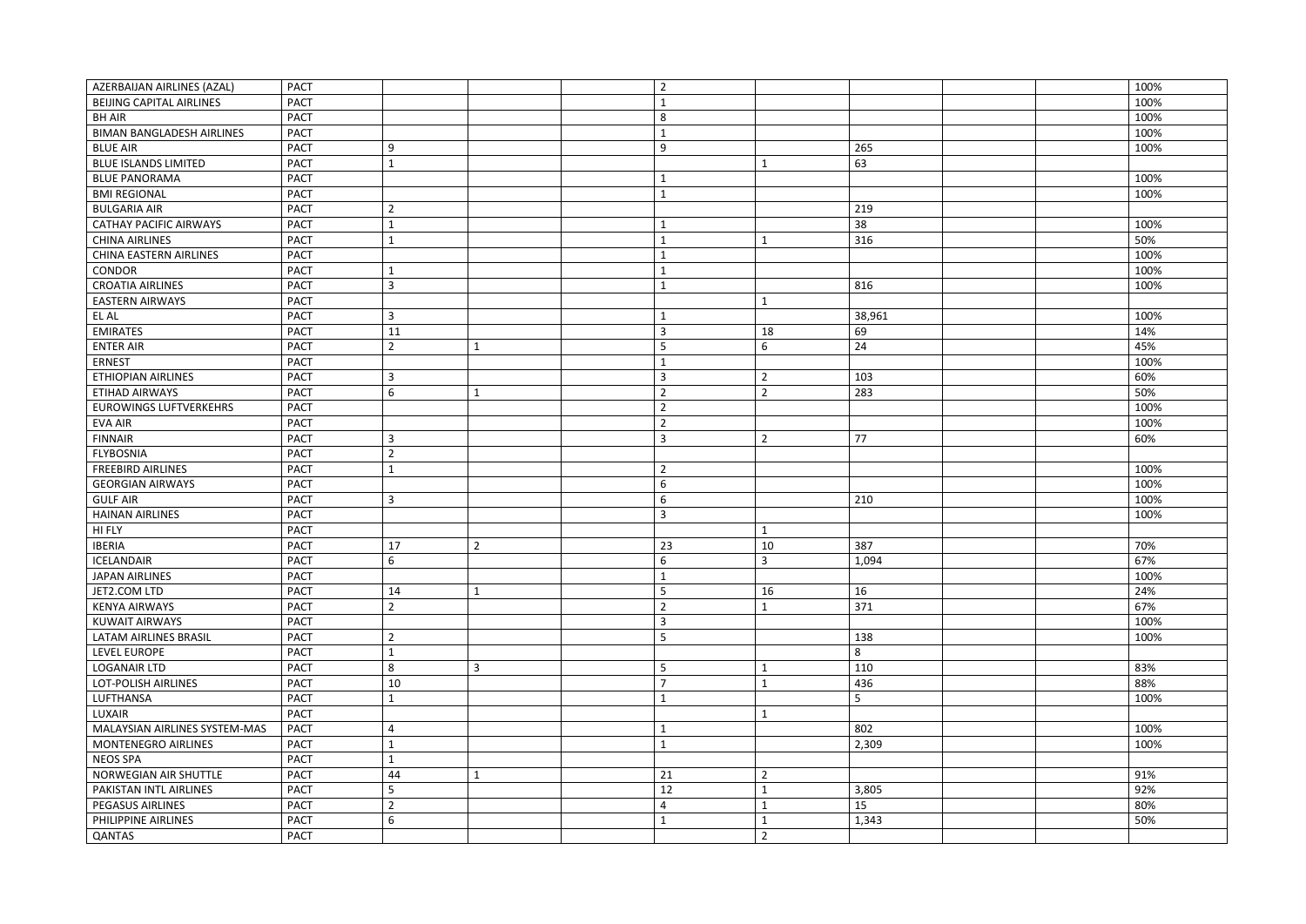| | | | | | | | | | | |
|---|---|---|---|---|---|---|---|---|---|---|
| AZERBAIJAN AIRLINES (AZAL) | PACT | | | | 2 | | | | | 100% |
| BEIJING CAPITAL AIRLINES | PACT | | | | 1 | | | | | 100% |
| BH AIR | PACT | | | | 8 | | | | | 100% |
| BIMAN BANGLADESH AIRLINES | PACT | | | | 1 | | | | | 100% |
| BLUE AIR | PACT | 9 | | | 9 | | 265 | | | 100% |
| BLUE ISLANDS LIMITED | PACT | 1 | | | | 1 | 63 | | | |
| BLUE PANORAMA | PACT | | | | 1 | | | | | 100% |
| BMI REGIONAL | PACT | | | | 1 | | | | | 100% |
| BULGARIA AIR | PACT | 2 | | | | | 219 | | | |
| CATHAY PACIFIC AIRWAYS | PACT | 1 | | | 1 | | 38 | | | 100% |
| CHINA AIRLINES | PACT | 1 | | | 1 | 1 | 316 | | | 50% |
| CHINA EASTERN AIRLINES | PACT | | | | 1 | | | | | 100% |
| CONDOR | PACT | 1 | | | 1 | | | | | 100% |
| CROATIA AIRLINES | PACT | 3 | | | 1 | | 816 | | | 100% |
| EASTERN AIRWAYS | PACT | | | | | 1 | | | | |
| EL AL | PACT | 3 | | | 1 | | 38,961 | | | 100% |
| EMIRATES | PACT | 11 | | | 3 | 18 | 69 | | | 14% |
| ENTER AIR | PACT | 2 | 1 | | 5 | 6 | 24 | | | 45% |
| ERNEST | PACT | | | | 1 | | | | | 100% |
| ETHIOPIAN AIRLINES | PACT | 3 | | | 3 | 2 | 103 | | | 60% |
| ETIHAD AIRWAYS | PACT | 6 | 1 | | 2 | 2 | 283 | | | 50% |
| EUROWINGS LUFTVERKEHRS | PACT | | | | 2 | | | | | 100% |
| EVA AIR | PACT | | | | 2 | | | | | 100% |
| FINNAIR | PACT | 3 | | | 3 | 2 | 77 | | | 60% |
| FLYBOSNIA | PACT | 2 | | | | | | | | |
| FREEBIRD AIRLINES | PACT | 1 | | | 2 | | | | | 100% |
| GEORGIAN AIRWAYS | PACT | | | | 6 | | | | | 100% |
| GULF AIR | PACT | 3 | | | 6 | | 210 | | | 100% |
| HAINAN AIRLINES | PACT | | | | 3 | | | | | 100% |
| HI FLY | PACT | | | | | 1 | | | | |
| IBERIA | PACT | 17 | 2 | | 23 | 10 | 387 | | | 70% |
| ICELANDAIR | PACT | 6 | | | 6 | 3 | 1,094 | | | 67% |
| JAPAN AIRLINES | PACT | | | | 1 | | | | | 100% |
| JET2.COM LTD | PACT | 14 | 1 | | 5 | 16 | 16 | | | 24% |
| KENYA AIRWAYS | PACT | 2 | | | 2 | 1 | 371 | | | 67% |
| KUWAIT AIRWAYS | PACT | | | | 3 | | | | | 100% |
| LATAM AIRLINES BRASIL | PACT | 2 | | | 5 | | 138 | | | 100% |
| LEVEL EUROPE | PACT | 1 | | | | | 8 | | | |
| LOGANAIR LTD | PACT | 8 | 3 | | 5 | 1 | 110 | | | 83% |
| LOT-POLISH AIRLINES | PACT | 10 | | | 7 | 1 | 436 | | | 88% |
| LUFTHANSA | PACT | 1 | | | 1 | | 5 | | | 100% |
| LUXAIR | PACT | | | | | 1 | | | | |
| MALAYSIAN AIRLINES SYSTEM-MAS | PACT | 4 | | | 1 | | 802 | | | 100% |
| MONTENEGRO AIRLINES | PACT | 1 | | | 1 | | 2,309 | | | 100% |
| NEOS SPA | PACT | 1 | | | | | | | | |
| NORWEGIAN AIR SHUTTLE | PACT | 44 | 1 | | 21 | 2 | | | | 91% |
| PAKISTAN INTL AIRLINES | PACT | 5 | | | 12 | 1 | 3,805 | | | 92% |
| PEGASUS AIRLINES | PACT | 2 | | | 4 | 1 | 15 | | | 80% |
| PHILIPPINE AIRLINES | PACT | 6 | | | 1 | 1 | 1,343 | | | 50% |
| QANTAS | PACT | | | | | 2 | | | | |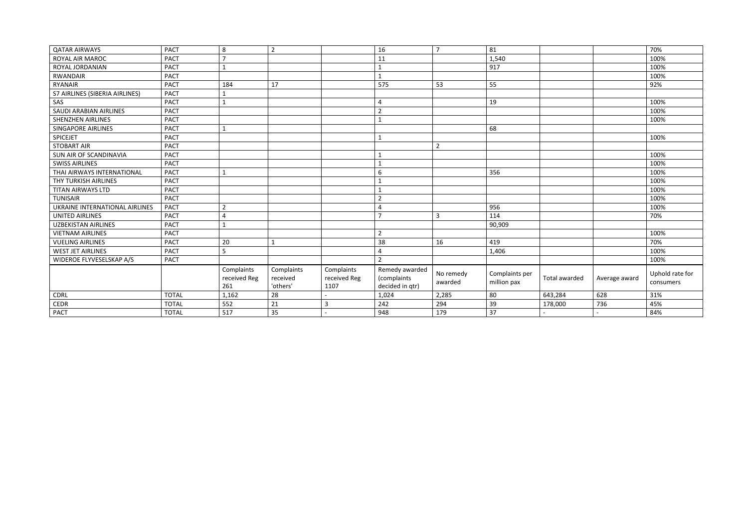| | | | | | | | | | | |
|---|---|---|---|---|---|---|---|---|---|---|
| QATAR AIRWAYS | PACT | 8 | 2 | | 16 | 7 | 81 | | | 70% |
| ROYAL AIR MAROC | PACT | 7 | | | 11 | | 1,540 | | | 100% |
| ROYAL JORDANIAN | PACT | 1 | | | 1 | | 917 | | | 100% |
| RWANDAIR | PACT | | | | 1 | | | | | 100% |
| RYANAIR | PACT | 184 | 17 | | 575 | 53 | 55 | | | 92% |
| S7 AIRLINES (SIBERIA AIRLINES) | PACT | 1 | | | | | | | | |
| SAS | PACT | 1 | | | 4 | | 19 | | | 100% |
| SAUDI ARABIAN AIRLINES | PACT | | | | 2 | | | | | 100% |
| SHENZHEN AIRLINES | PACT | | | | 1 | | | | | 100% |
| SINGAPORE AIRLINES | PACT | 1 | | | | | 68 | | | |
| SPICEJET | PACT | | | | 1 | | | | | 100% |
| STOBART AIR | PACT | | | | | 2 | | | | |
| SUN AIR OF SCANDINAVIA | PACT | | | | 1 | | | | | 100% |
| SWISS AIRLINES | PACT | | | | 1 | | | | | 100% |
| THAI AIRWAYS INTERNATIONAL | PACT | 1 | | | 6 | | 356 | | | 100% |
| THY TURKISH AIRLINES | PACT | | | | 1 | | | | | 100% |
| TITAN AIRWAYS LTD | PACT | | | | 1 | | | | | 100% |
| TUNISAIR | PACT | | | | 2 | | | | | 100% |
| UKRAINE INTERNATIONAL AIRLINES | PACT | 2 | | | 4 | | 956 | | | 100% |
| UNITED AIRLINES | PACT | 4 | | | 7 | 3 | 114 | | | 70% |
| UZBEKISTAN AIRLINES | PACT | 1 | | | | | 90,909 | | | |
| VIETNAM AIRLINES | PACT | | | | 2 | | | | | 100% |
| VUELING AIRLINES | PACT | 20 | 1 | | 38 | 16 | 419 | | | 70% |
| WEST JET AIRLINES | PACT | 5 | | | 4 | | 1,406 | | | 100% |
| WIDEROE FLYVESELSKAP A/S | PACT | | | | 2 | | | | | 100% |
| | | Complaints received Reg 261 | Complaints received 'others' | Complaints received Reg 1107 | Remedy awarded (complaints decided in qtr) | No remedy awarded | Complaints per million pax | Total awarded | Average award | Uphold rate for consumers |
| CDRL | TOTAL | 1,162 | 28 | - | 1,024 | 2,285 | 80 | 643,284 | 628 | 31% |
| CEDR | TOTAL | 552 | 21 | 3 | 242 | 294 | 39 | 178,000 | 736 | 45% |
| PACT | TOTAL | 517 | 35 | - | 948 | 179 | 37 | - | - | 84% |